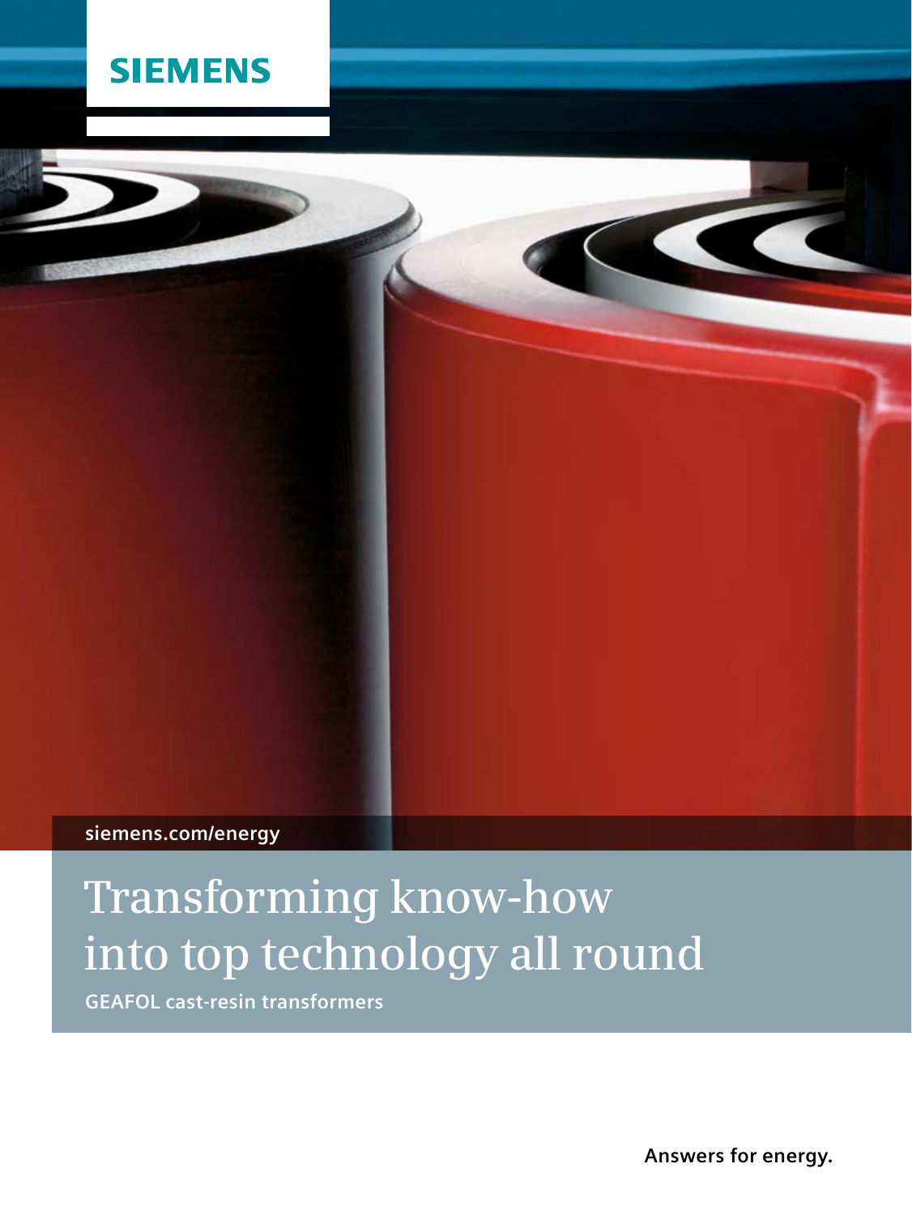SIEMENS

siemens.com/energy

# Transforming know-how into top technology all round

**GEAFOL cast-resin transformers**

**Answers for energy.**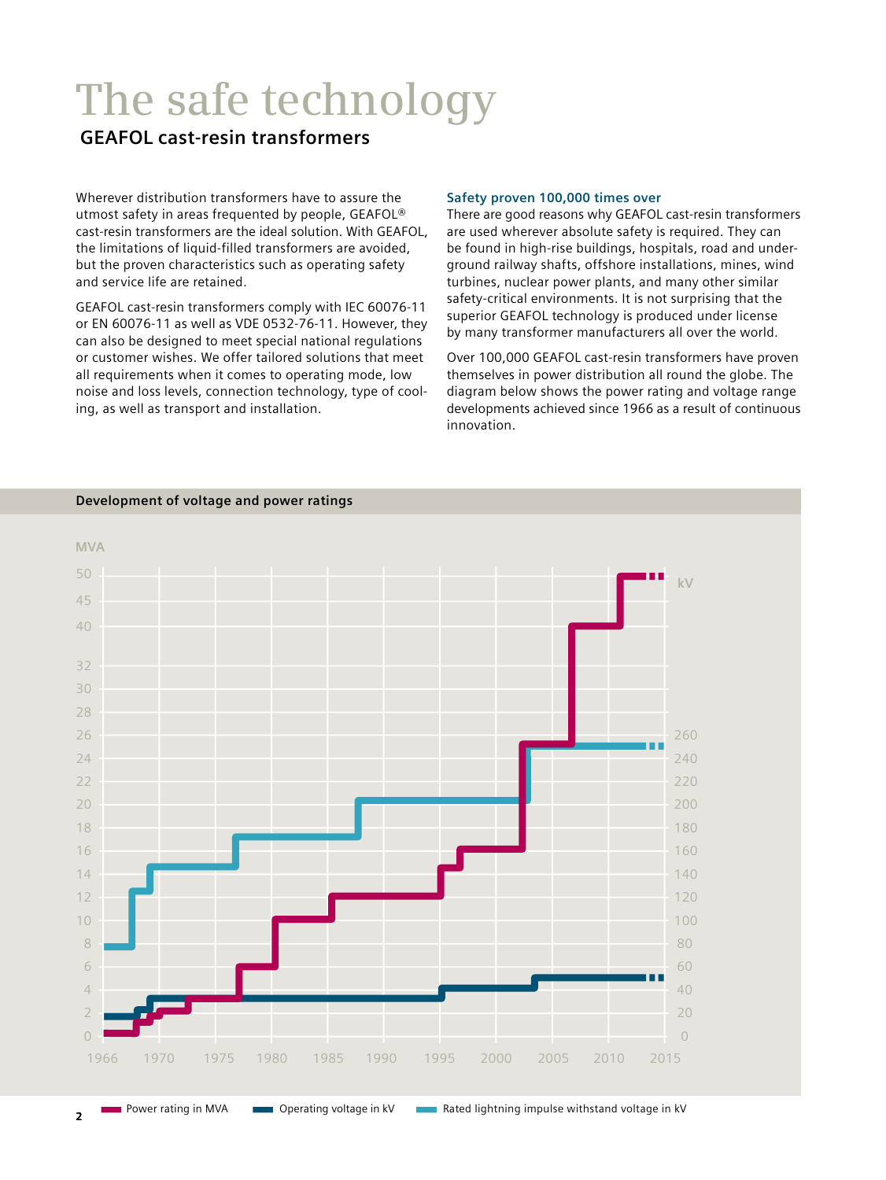# The safe technology

## GEAFOL cast-resin transformers

Wherever distribution transformers have to assure the utmost safety in areas frequented by people, GEAFOL® cast-resin transformers are the ideal solution. With GEAFOL, the limitations of liquid-filled transformers are avoided, but the proven characteristics such as operating safety and service life are retained.

GEAFOL cast-resin transformers comply with IEC 60076-11 or EN 60076-11 as well as VDE 0532-76-11. However, they can also be designed to meet special national regulations or customer wishes. We offer tailored solutions that meet all requirements when it comes to operating mode, low noise and loss levels, connection technology, type of cooling, as well as transport and installation.

### Safety proven 100,000 times over

There are good reasons why GEAFOL cast-resin transformers are used wherever absolute safety is required. They can be found in high-rise buildings, hospitals, road and underground railway shafts, offshore installations, mines, wind turbines, nuclear power plants, and many other similar safety-critical environments. It is not surprising that the superior GEAFOL technology is produced under license by many transformer manufacturers all over the world.

Over 100,000 GEAFOL cast-resin transformers have proven themselves in power distribution all round the globe. The diagram below shows the power rating and voltage range developments achieved since 1966 as a result of continuous innovation.

**Development of voltage and power ratings**

MVA: 0, 2, 4, 6, 8, 10, 12, 14, 16, 18, 20, 22, 24, 26, 28, 30, 32, 40, 45, 50

kV: 0, 20, 40, 60, 80, 100, 120, 140, 160, 180, 200, 220, 240, 260

1966, 1970, 1975, 1980, 1985, 1990, 1995, 2000, 2005, 2010, 2015

Power rating in MVA — Operating voltage in kV — Rated lightning impulse withstand voltage in kV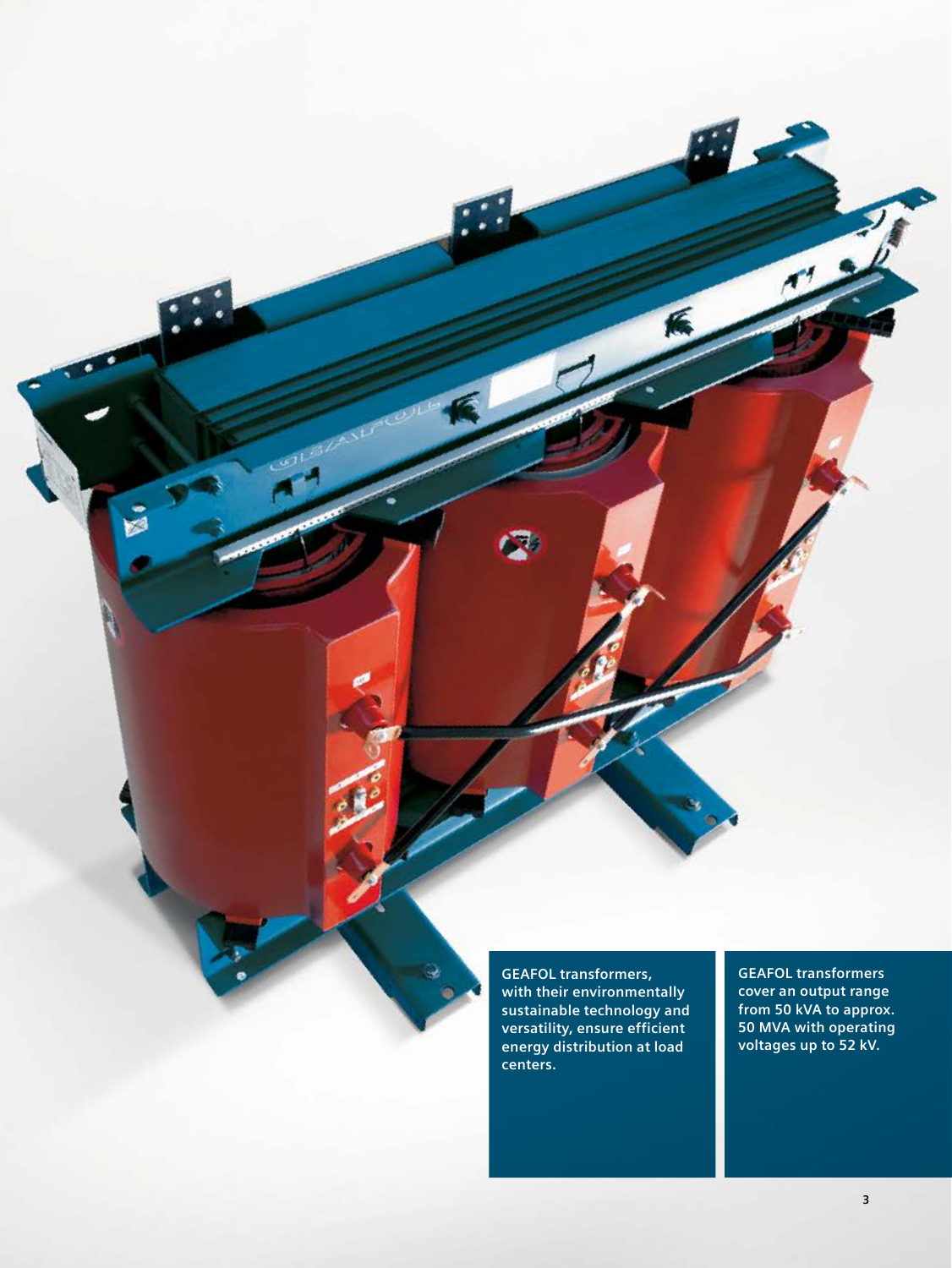GEAFOL transformers, with their environmentally sustainable technology and versatility, ensure efficient energy distribution at load centers.

GEAFOL transformers cover an output range from 50 kVA to approx. 50 MVA with operating voltages up to 52 kV.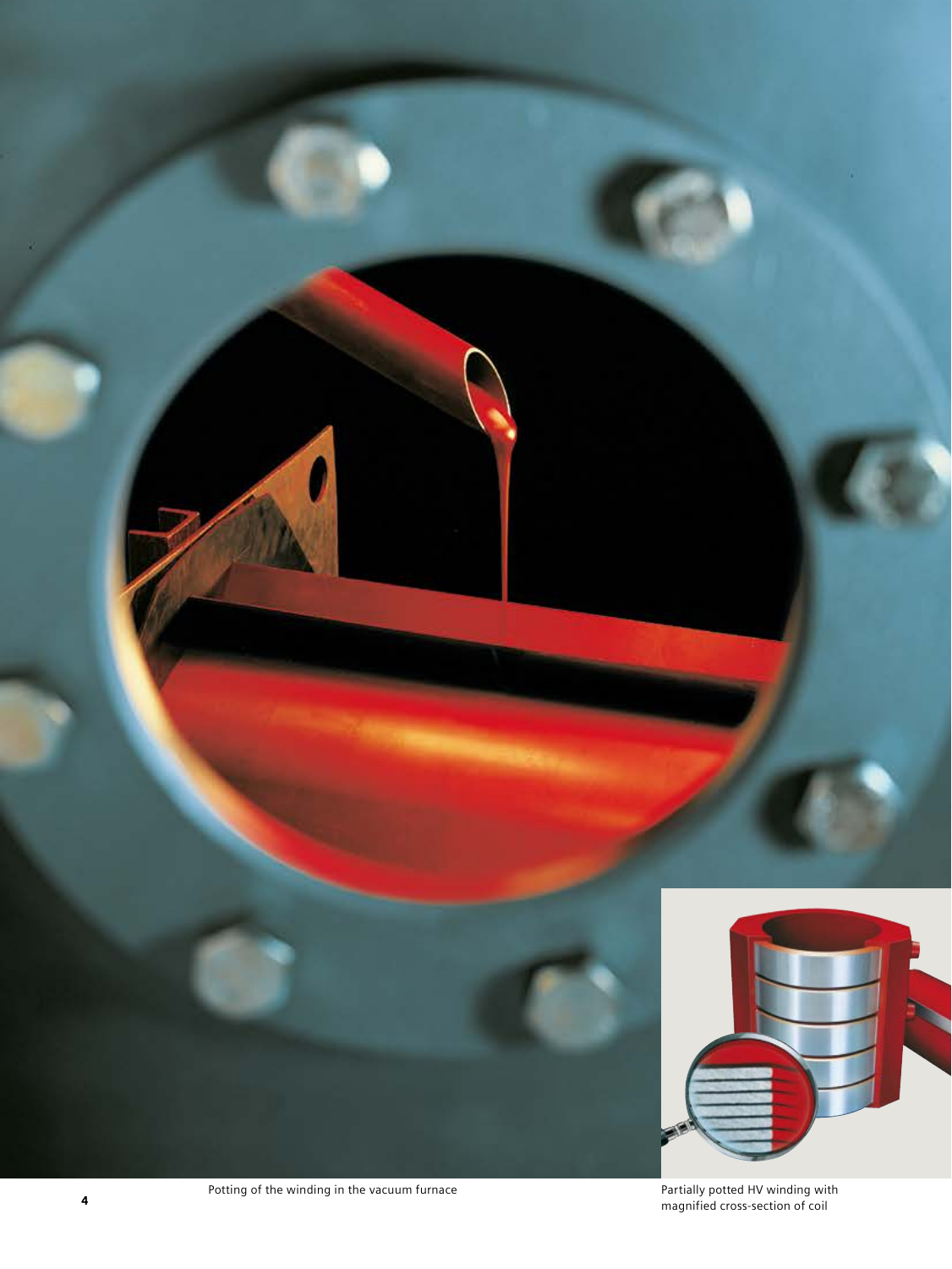Potting of the winding in the vacuum furnace

Partially potted HV winding with magnified cross-section of coil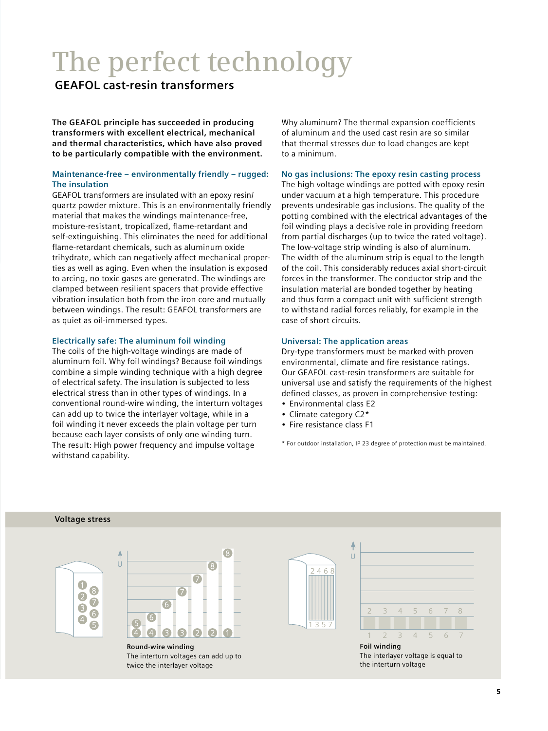# The perfect technology

## GEAFOL cast-resin transformers

**The GEAFOL principle has succeeded in producing transformers with excellent electrical, mechanical and thermal characteristics, which have also proved to be particularly compatible with the environment.**

### Maintenance-free – environmentally friendly – rugged: The insulation

GEAFOL transformers are insulated with an epoxy resin/ quartz powder mixture. This is an environmentally friendly material that makes the windings maintenance-free, moisture-resistant, tropicalized, flame-retardant and self-extinguishing. This eliminates the need for additional flame-retardant chemicals, such as aluminum oxide trihydrate, which can negatively affect mechanical properties as well as aging. Even when the insulation is exposed to arcing, no toxic gases are generated. The windings are clamped between resilient spacers that provide effective vibration insulation both from the iron core and mutually between windings. The result: GEAFOL transformers are as quiet as oil-immersed types.

### Electrically safe: The aluminum foil winding

The coils of the high-voltage windings are made of aluminum foil. Why foil windings? Because foil windings combine a simple winding technique with a high degree of electrical safety. The insulation is subjected to less electrical stress than in other types of windings. In a conventional round-wire winding, the interturn voltages can add up to twice the interlayer voltage, while in a foil winding it never exceeds the plain voltage per turn because each layer consists of only one winding turn. The result: High power frequency and impulse voltage withstand capability.

Why aluminum? The thermal expansion coefficients of aluminum and the used cast resin are so similar that thermal stresses due to load changes are kept to a minimum.

### No gas inclusions: The epoxy resin casting process

The high voltage windings are potted with epoxy resin under vacuum at a high temperature. This procedure prevents undesirable gas inclusions. The quality of the potting combined with the electrical advantages of the foil winding plays a decisive role in providing freedom from partial discharges (up to twice the rated voltage). The low-voltage strip winding is also of aluminum. The width of the aluminum strip is equal to the length of the coil. This considerably reduces axial short-circuit forces in the transformer. The conductor strip and the insulation material are bonded together by heating and thus form a compact unit with sufficient strength to withstand radial forces reliably, for example in the case of short circuits.

### Universal: The application areas

Dry-type transformers must be marked with proven environmental, climate and fire resistance ratings. Our GEAFOL cast-resin transformers are suitable for universal use and satisfy the requirements of the highest defined classes, as proven in comprehensive testing:

- Environmental class E2
- Climate category C2*
- Fire resistance class F1

\* For outdoor installation, IP 23 degree of protection must be maintained.

### Voltage stress

**Round-wire winding**
The interturn voltages can add up to twice the interlayer voltage

**Foil winding**
The interlayer voltage is equal to the interturn voltage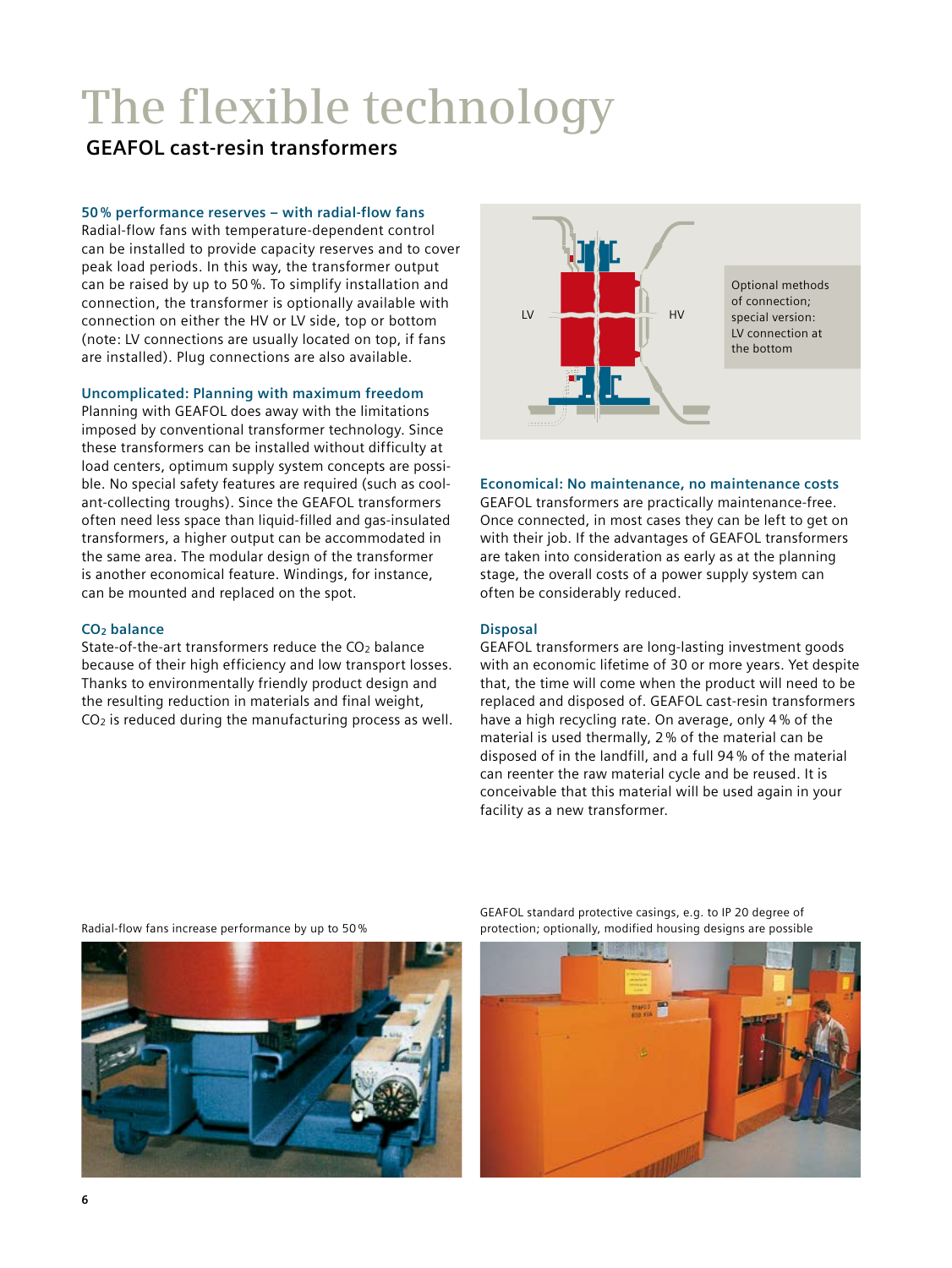# The flexible technology

## GEAFOL cast-resin transformers

### 50 % performance reserves – with radial-flow fans

Radial-flow fans with temperature-dependent control can be installed to provide capacity reserves and to cover peak load periods. In this way, the transformer output can be raised by up to 50 %. To simplify installation and connection, the transformer is optionally available with connection on either the HV or LV side, top or bottom (note: LV connections are usually located on top, if fans are installed). Plug connections are also available.

### Uncomplicated: Planning with maximum freedom

Planning with GEAFOL does away with the limitations imposed by conventional transformer technology. Since these transformers can be installed without difficulty at load centers, optimum supply system concepts are possible. No special safety features are required (such as coolant-collecting troughs). Since the GEAFOL transformers often need less space than liquid-filled and gas-insulated transformers, a higher output can be accommodated in the same area. The modular design of the transformer is another economical feature. Windings, for instance, can be mounted and replaced on the spot.

### $CO_2$ balance

State-of-the-art transformers reduce the $CO_2$ balance because of their high efficiency and low transport losses. Thanks to environmentally friendly product design and the resulting reduction in materials and final weight, $CO_2$ is reduced during the manufacturing process as well.

LV HV

Optional methods of connection; special version: LV connection at the bottom

### Economical: No maintenance, no maintenance costs

GEAFOL transformers are practically maintenance-free. Once connected, in most cases they can be left to get on with their job. If the advantages of GEAFOL transformers are taken into consideration as early as at the planning stage, the overall costs of a power supply system can often be considerably reduced.

### Disposal

GEAFOL transformers are long-lasting investment goods with an economic lifetime of 30 or more years. Yet despite that, the time will come when the product will need to be replaced and disposed of. GEAFOL cast-resin transformers have a high recycling rate. On average, only 4 % of the material is used thermally, 2 % of the material can be disposed of in the landfill, and a full 94 % of the material can reenter the raw material cycle and be reused. It is conceivable that this material will be used again in your facility as a new transformer.

Radial-flow fans increase performance by up to 50 %

GEAFOL standard protective casings, e.g. to IP 20 degree of protection; optionally, modified housing designs are possible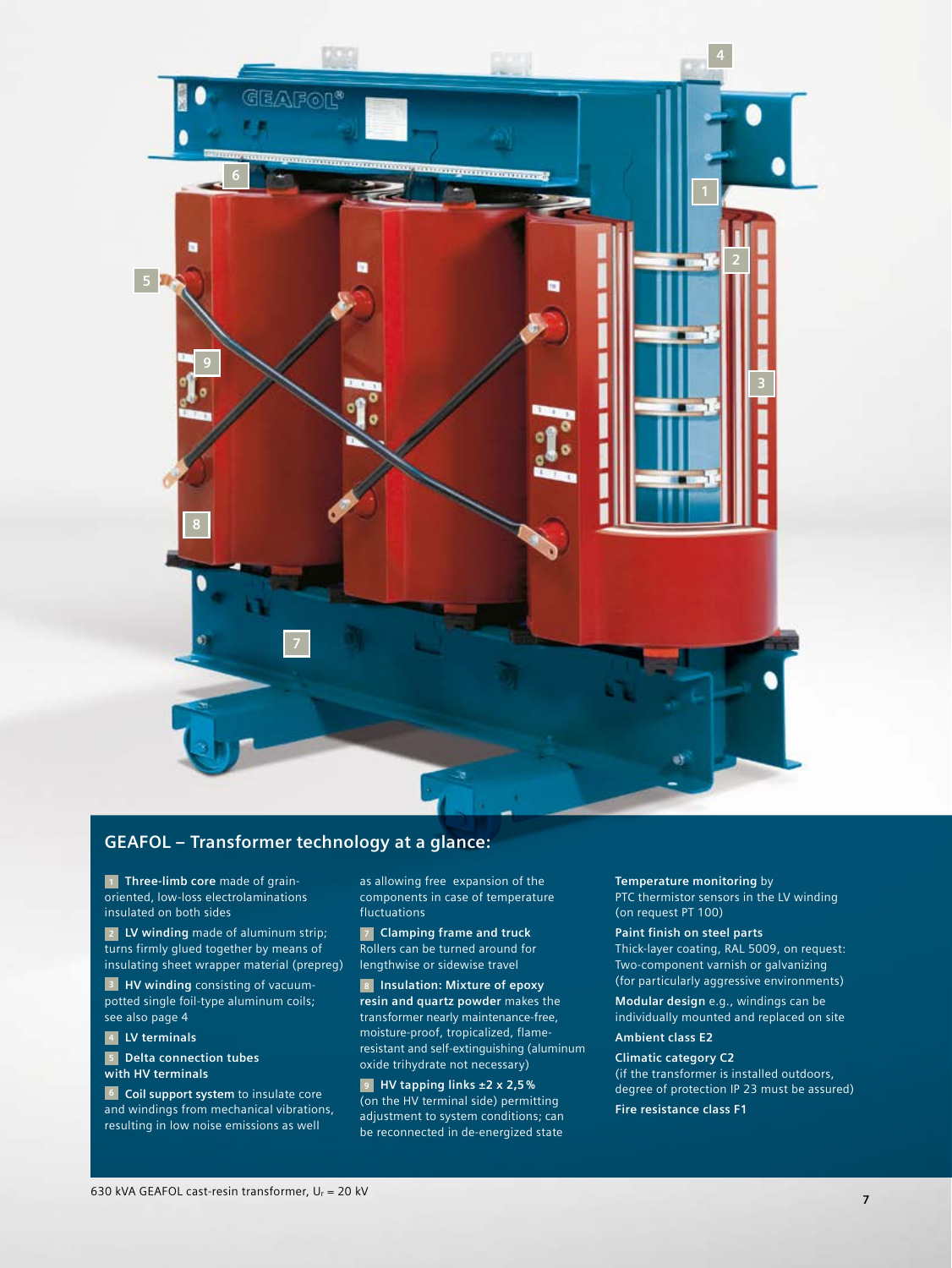## GEAFOL – Transformer technology at a glance:

1 **Three-limb core** made of grain-oriented, low-loss electrolaminations insulated on both sides

2 **LV winding** made of aluminum strip; turns firmly glued together by means of insulating sheet wrapper material (prepreg)

3 **HV winding** consisting of vacuum-potted single foil-type aluminum coils; see also page 4

4 **LV terminals**

5 **Delta connection tubes with HV terminals**

6 **Coil support system** to insulate core and windings from mechanical vibrations, resulting in low noise emissions as well as allowing free expansion of the components in case of temperature fluctuations

7 **Clamping frame and truck** Rollers can be turned around for lengthwise or sidewise travel

8 **Insulation: Mixture of epoxy resin and quartz powder** makes the transformer nearly maintenance-free, moisture-proof, tropicalized, flame-resistant and self-extinguishing (aluminum oxide trihydrate not necessary)

9 **HV tapping links ±2 x 2,5 %** (on the HV terminal side) permitting adjustment to system conditions; can be reconnected in de-energized state

**Temperature monitoring** by PTC thermistor sensors in the LV winding (on request PT 100)

**Paint finish on steel parts**
Thick-layer coating, RAL 5009, on request: Two-component varnish or galvanizing (for particularly aggressive environments)

**Modular design** e.g., windings can be individually mounted and replaced on site

**Ambient class E2**

**Climatic category C2**
(if the transformer is installed outdoors, degree of protection IP 23 must be assured)

**Fire resistance class F1**

630 kVA GEAFOL cast-resin transformer, $U_r$ = 20 kV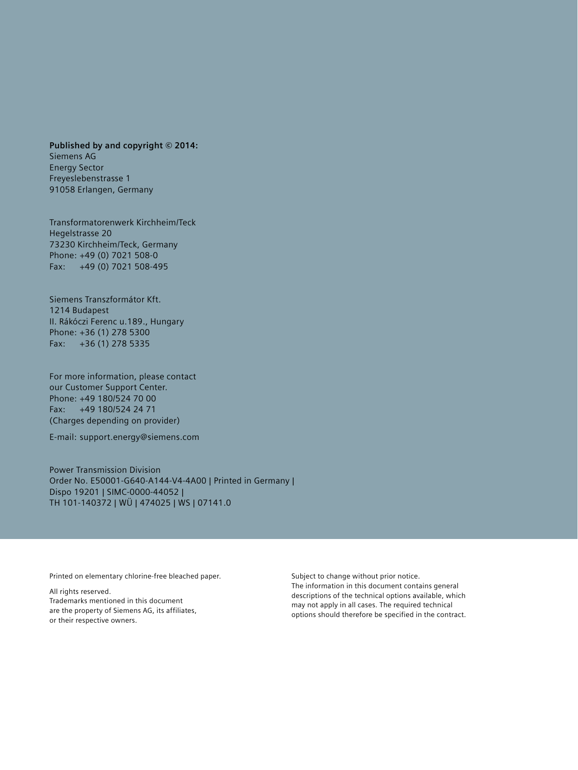**Published by and copyright © 2014:**
Siemens AG
Energy Sector
Freyeslebenstrasse 1
91058 Erlangen, Germany

Transformatorenwerk Kirchheim/Teck
Hegelstrasse 20
73230 Kirchheim/Teck, Germany
Phone: +49 (0) 7021 508-0
Fax: +49 (0) 7021 508-495

Siemens Transzformátor Kft.
1214 Budapest
II. Rákóczi Ferenc u.189., Hungary
Phone: +36 (1) 278 5300
Fax: +36 (1) 278 5335

For more information, please contact
our Customer Support Center.
Phone: +49 180/524 70 00
Fax: +49 180/524 24 71
(Charges depending on provider)

E-mail: support.energy@siemens.com

Power Transmission Division
Order No. E50001-G640-A144-V4-4A00 | Printed in Germany |
Dispo 19201 | SIMC-0000-44052 |
TH 101-140372 | WÜ | 474025 | WS | 07141.0

Printed on elementary chlorine-free bleached paper.

All rights reserved.
Trademarks mentioned in this document
are the property of Siemens AG, its affiliates,
or their respective owners.

Subject to change without prior notice.
The information in this document contains general
descriptions of the technical options available, which
may not apply in all cases. The required technical
options should therefore be specified in the contract.